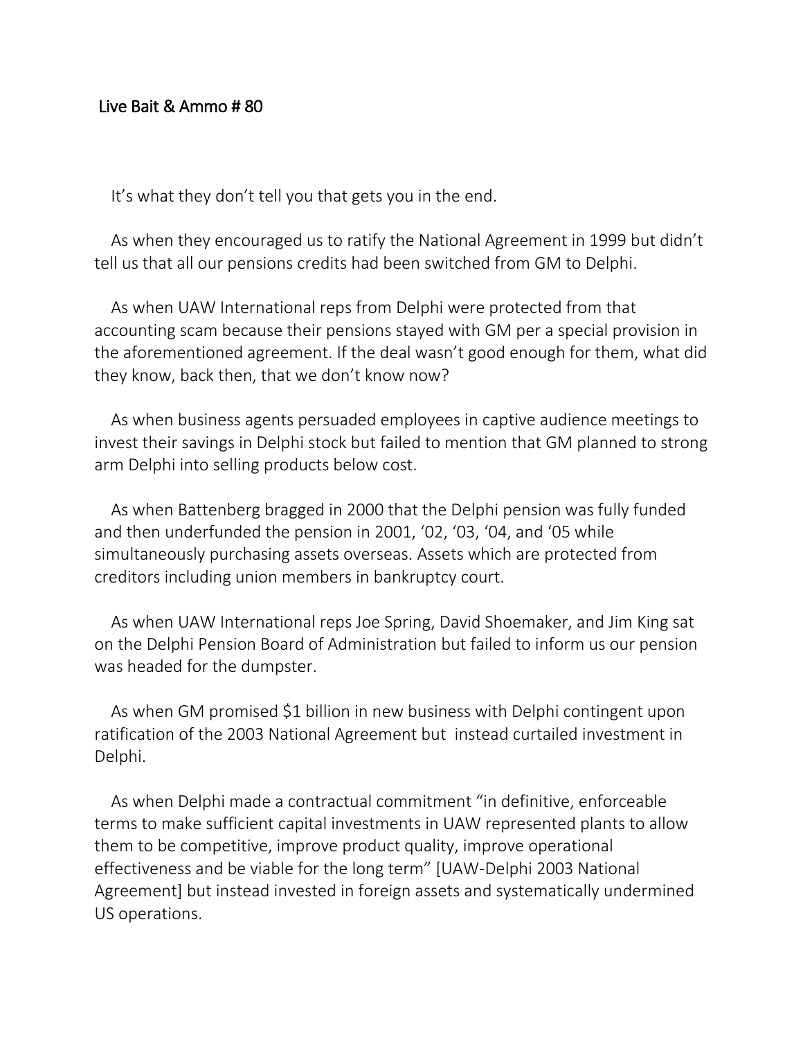# Live Bait & Ammo # 80

It's what they don't tell you that gets you in the end.

As when they encouraged us to ratify the National Agreement in 1999 but didn't tell us that all our pensions credits had been switched from GM to Delphi.

As when UAW International reps from Delphi were protected from that accounting scam because their pensions stayed with GM per a special provision in the aforementioned agreement. If the deal wasn't good enough for them, what did they know, back then, that we don't know now?

As when business agents persuaded employees in captive audience meetings to invest their savings in Delphi stock but failed to mention that GM planned to strong arm Delphi into selling products below cost.

As when Battenberg bragged in 2000 that the Delphi pension was fully funded and then underfunded the pension in 2001, '02, '03, '04, and '05 while simultaneously purchasing assets overseas. Assets which are protected from creditors including union members in bankruptcy court.

As when UAW International reps Joe Spring, David Shoemaker, and Jim King sat on the Delphi Pension Board of Administration but failed to inform us our pension was headed for the dumpster.

As when GM promised $1 billion in new business with Delphi contingent upon ratification of the 2003 National Agreement but instead curtailed investment in Delphi.

As when Delphi made a contractual commitment "in definitive, enforceable terms to make sufficient capital investments in UAW represented plants to allow them to be competitive, improve product quality, improve operational effectiveness and be viable for the long term" [UAW-Delphi 2003 National Agreement] but instead invested in foreign assets and systematically undermined US operations.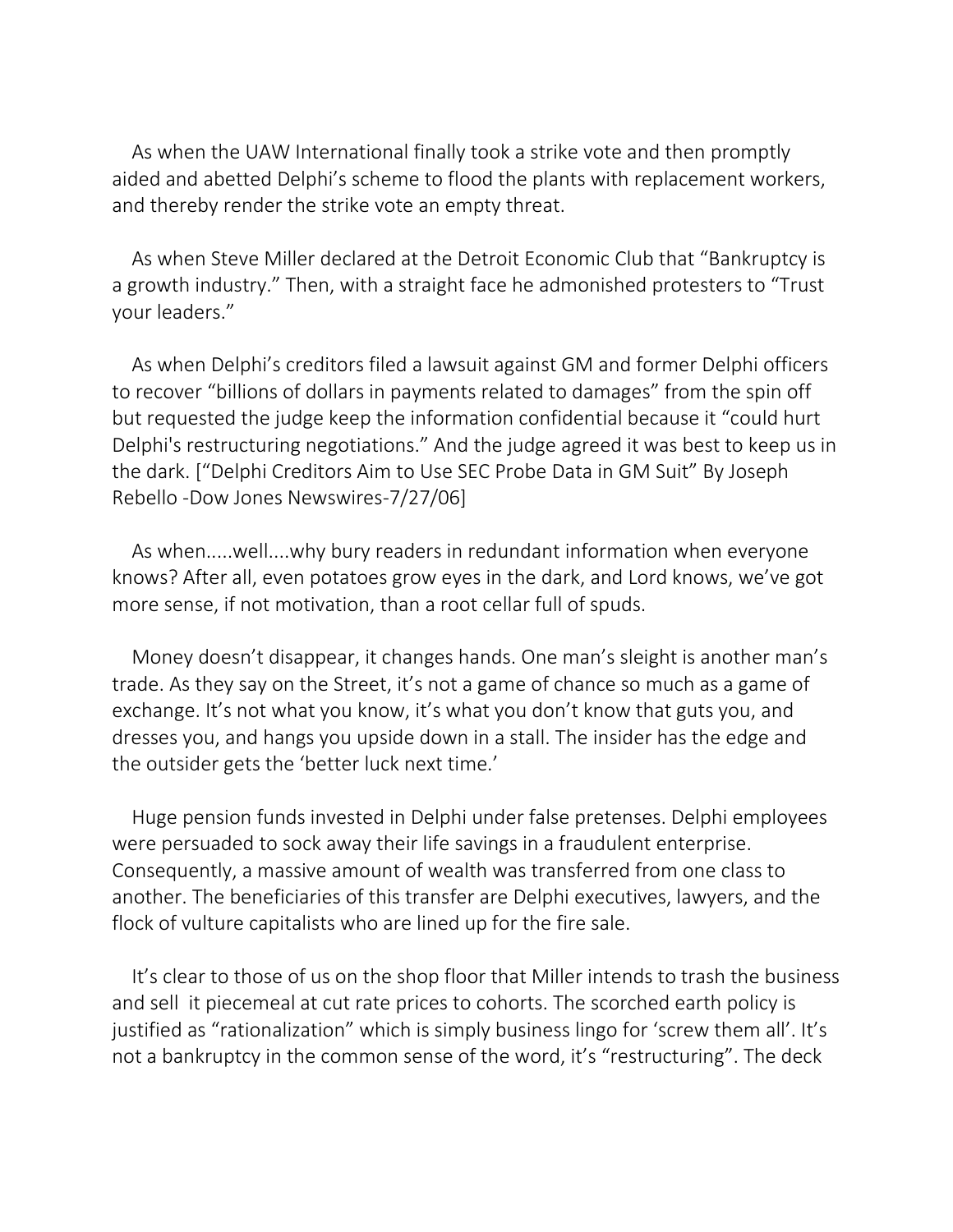As when the UAW International finally took a strike vote and then promptly aided and abetted Delphi's scheme to flood the plants with replacement workers, and thereby render the strike vote an empty threat.

As when Steve Miller declared at the Detroit Economic Club that "Bankruptcy is a growth industry." Then, with a straight face he admonished protesters to "Trust your leaders."

As when Delphi's creditors filed a lawsuit against GM and former Delphi officers to recover "billions of dollars in payments related to damages" from the spin off but requested the judge keep the information confidential because it "could hurt Delphi's restructuring negotiations." And the judge agreed it was best to keep us in the dark. ["Delphi Creditors Aim to Use SEC Probe Data in GM Suit" By Joseph Rebello -Dow Jones Newswires-7/27/06]

As when.....well....why bury readers in redundant information when everyone knows? After all, even potatoes grow eyes in the dark, and Lord knows, we've got more sense, if not motivation, than a root cellar full of spuds.

Money doesn't disappear, it changes hands. One man's sleight is another man's trade. As they say on the Street, it's not a game of chance so much as a game of exchange. It's not what you know, it's what you don't know that guts you, and dresses you, and hangs you upside down in a stall. The insider has the edge and the outsider gets the 'better luck next time.'

Huge pension funds invested in Delphi under false pretenses. Delphi employees were persuaded to sock away their life savings in a fraudulent enterprise. Consequently, a massive amount of wealth was transferred from one class to another. The beneficiaries of this transfer are Delphi executives, lawyers, and the flock of vulture capitalists who are lined up for the fire sale.

It's clear to those of us on the shop floor that Miller intends to trash the business and sell it piecemeal at cut rate prices to cohorts. The scorched earth policy is justified as "rationalization" which is simply business lingo for 'screw them all'. It's not a bankruptcy in the common sense of the word, it's "restructuring". The deck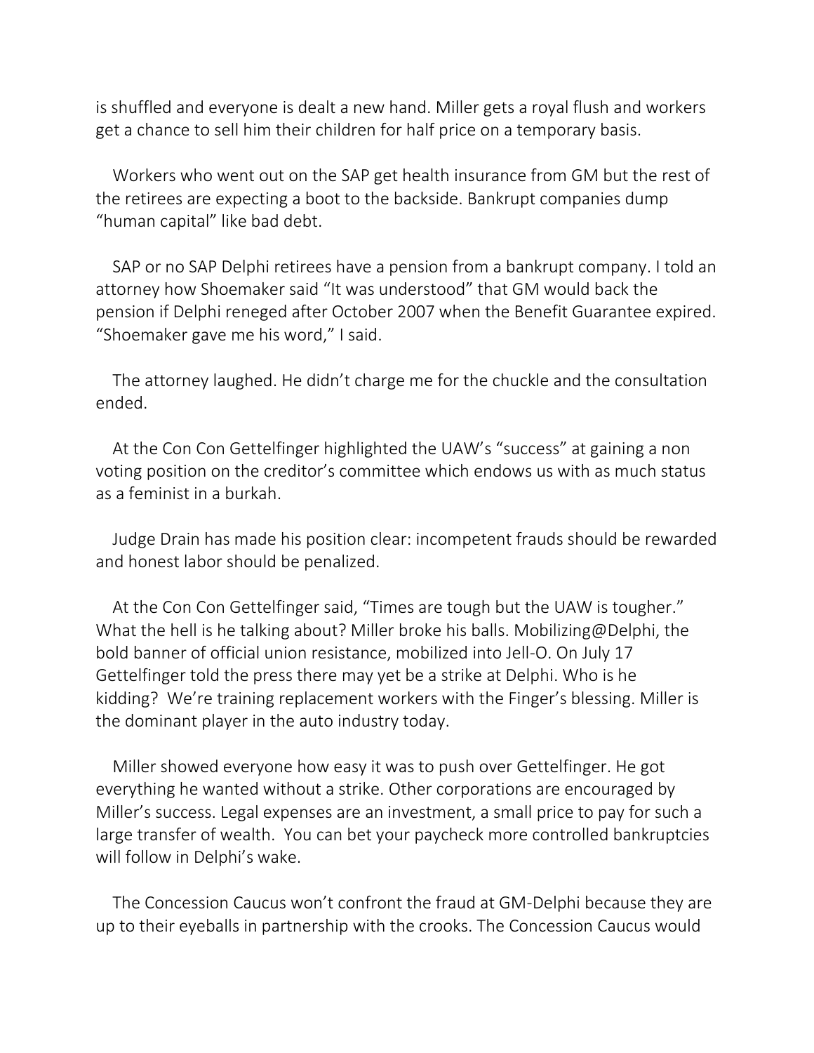is shuffled and everyone is dealt a new hand. Miller gets a royal flush and workers get a chance to sell him their children for half price on a temporary basis.

Workers who went out on the SAP get health insurance from GM but the rest of the retirees are expecting a boot to the backside. Bankrupt companies dump "human capital" like bad debt.

SAP or no SAP Delphi retirees have a pension from a bankrupt company. I told an attorney how Shoemaker said "It was understood" that GM would back the pension if Delphi reneged after October 2007 when the Benefit Guarantee expired. "Shoemaker gave me his word," I said.

The attorney laughed. He didn't charge me for the chuckle and the consultation ended.

At the Con Con Gettelfinger highlighted the UAW's "success" at gaining a non voting position on the creditor's committee which endows us with as much status as a feminist in a burkah.

Judge Drain has made his position clear: incompetent frauds should be rewarded and honest labor should be penalized.

At the Con Con Gettelfinger said, "Times are tough but the UAW is tougher." What the hell is he talking about? Miller broke his balls. Mobilizing@Delphi, the bold banner of official union resistance, mobilized into Jell-O. On July 17 Gettelfinger told the press there may yet be a strike at Delphi. Who is he kidding? We're training replacement workers with the Finger's blessing. Miller is the dominant player in the auto industry today.

Miller showed everyone how easy it was to push over Gettelfinger. He got everything he wanted without a strike. Other corporations are encouraged by Miller's success. Legal expenses are an investment, a small price to pay for such a large transfer of wealth. You can bet your paycheck more controlled bankruptcies will follow in Delphi's wake.

The Concession Caucus won't confront the fraud at GM-Delphi because they are up to their eyeballs in partnership with the crooks. The Concession Caucus would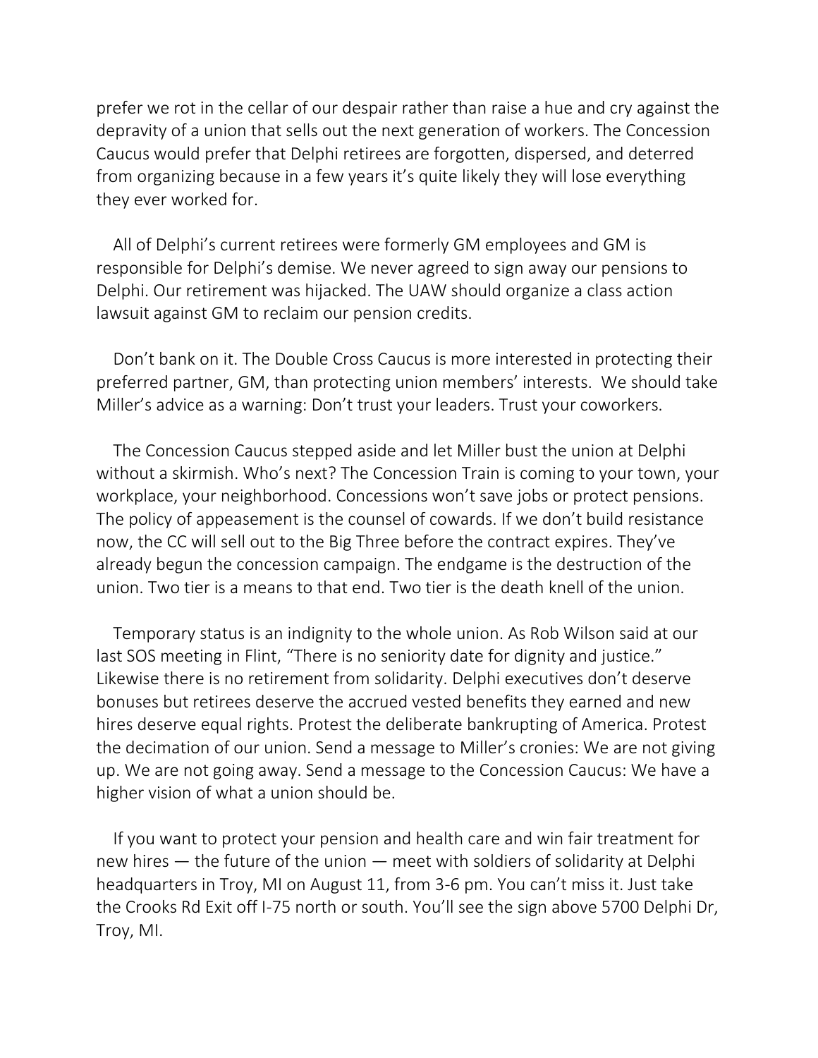prefer we rot in the cellar of our despair rather than raise a hue and cry against the depravity of a union that sells out the next generation of workers. The Concession Caucus would prefer that Delphi retirees are forgotten, dispersed, and deterred from organizing because in a few years it's quite likely they will lose everything they ever worked for.

All of Delphi's current retirees were formerly GM employees and GM is responsible for Delphi's demise. We never agreed to sign away our pensions to Delphi. Our retirement was hijacked. The UAW should organize a class action lawsuit against GM to reclaim our pension credits.

Don't bank on it. The Double Cross Caucus is more interested in protecting their preferred partner, GM, than protecting union members' interests. We should take Miller's advice as a warning: Don't trust your leaders. Trust your coworkers.

The Concession Caucus stepped aside and let Miller bust the union at Delphi without a skirmish. Who's next? The Concession Train is coming to your town, your workplace, your neighborhood. Concessions won't save jobs or protect pensions. The policy of appeasement is the counsel of cowards. If we don't build resistance now, the CC will sell out to the Big Three before the contract expires. They've already begun the concession campaign. The endgame is the destruction of the union. Two tier is a means to that end. Two tier is the death knell of the union.

Temporary status is an indignity to the whole union. As Rob Wilson said at our last SOS meeting in Flint, "There is no seniority date for dignity and justice." Likewise there is no retirement from solidarity. Delphi executives don't deserve bonuses but retirees deserve the accrued vested benefits they earned and new hires deserve equal rights. Protest the deliberate bankrupting of America. Protest the decimation of our union. Send a message to Miller's cronies: We are not giving up. We are not going away. Send a message to the Concession Caucus: We have a higher vision of what a union should be.

If you want to protect your pension and health care and win fair treatment for new hires — the future of the union — meet with soldiers of solidarity at Delphi headquarters in Troy, MI on August 11, from 3-6 pm. You can't miss it. Just take the Crooks Rd Exit off I-75 north or south. You'll see the sign above 5700 Delphi Dr, Troy, MI.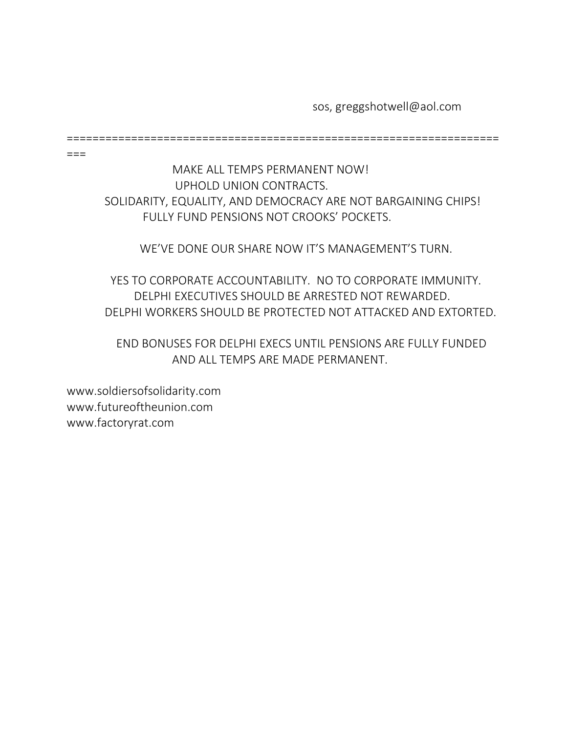sos, greggshotwell@aol.com

===================================================================

MAKE ALL TEMPS PERMANENT NOW!
UPHOLD UNION CONTRACTS.
SOLIDARITY, EQUALITY, AND DEMOCRACY ARE NOT BARGAINING CHIPS!
FULLY FUND PENSIONS NOT CROOKS' POCKETS.

WE'VE DONE OUR SHARE NOW IT'S MANAGEMENT'S TURN.

YES TO CORPORATE ACCOUNTABILITY. NO TO CORPORATE IMMUNITY.
DELPHI EXECUTIVES SHOULD BE ARRESTED NOT REWARDED.
DELPHI WORKERS SHOULD BE PROTECTED NOT ATTACKED AND EXTORTED.

END BONUSES FOR DELPHI EXECS UNTIL PENSIONS ARE FULLY FUNDED AND ALL TEMPS ARE MADE PERMANENT.

www.soldiersofsolidarity.com
www.futureoftheunion.com
www.factoryrat.com